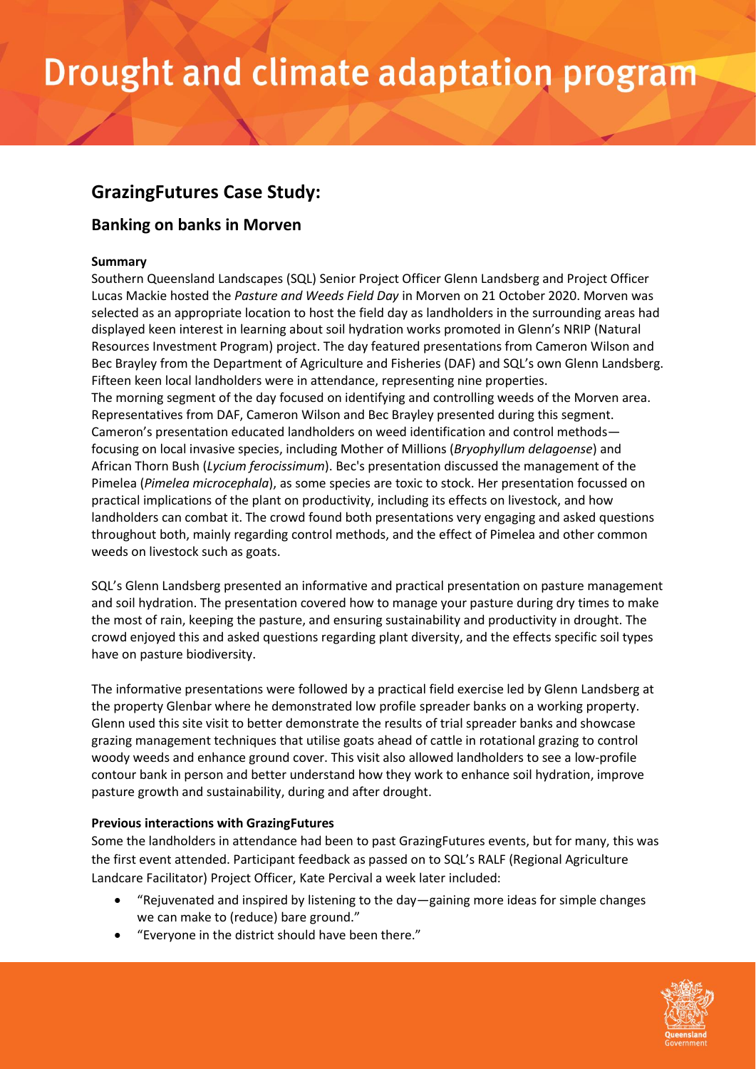# Drought and climate adaptation program

## GrazingFutures Case Study:

### Banking on banks in Morven

**Summary**

Southern Queensland Landscapes (SQL) Senior Project Officer Glenn Landsberg and Project Officer Lucas Mackie hosted the *Pasture and Weeds Field Day* in Morven on 21 October 2020. Morven was selected as an appropriate location to host the field day as landholders in the surrounding areas had displayed keen interest in learning about soil hydration works promoted in Glenn's NRIP (Natural Resources Investment Program) project. The day featured presentations from Cameron Wilson and Bec Brayley from the Department of Agriculture and Fisheries (DAF) and SQL's own Glenn Landsberg. Fifteen keen local landholders were in attendance, representing nine properties.

The morning segment of the day focused on identifying and controlling weeds of the Morven area. Representatives from DAF, Cameron Wilson and Bec Brayley presented during this segment. Cameron's presentation educated landholders on weed identification and control methods—focusing on local invasive species, including Mother of Millions (*Bryophyllum delagoense*) and African Thorn Bush (*Lycium ferocissimum*). Bec's presentation discussed the management of the Pimelea (*Pimelea microcephala*), as some species are toxic to stock. Her presentation focussed on practical implications of the plant on productivity, including its effects on livestock, and how landholders can combat it. The crowd found both presentations very engaging and asked questions throughout both, mainly regarding control methods, and the effect of Pimelea and other common weeds on livestock such as goats.

SQL's Glenn Landsberg presented an informative and practical presentation on pasture management and soil hydration. The presentation covered how to manage your pasture during dry times to make the most of rain, keeping the pasture, and ensuring sustainability and productivity in drought. The crowd enjoyed this and asked questions regarding plant diversity, and the effects specific soil types have on pasture biodiversity.

The informative presentations were followed by a practical field exercise led by Glenn Landsberg at the property Glenbar where he demonstrated low profile spreader banks on a working property. Glenn used this site visit to better demonstrate the results of trial spreader banks and showcase grazing management techniques that utilise goats ahead of cattle in rotational grazing to control woody weeds and enhance ground cover. This visit also allowed landholders to see a low-profile contour bank in person and better understand how they work to enhance soil hydration, improve pasture growth and sustainability, during and after drought.

**Previous interactions with GrazingFutures**

Some the landholders in attendance had been to past GrazingFutures events, but for many, this was the first event attended. Participant feedback as passed on to SQL's RALF (Regional Agriculture Landcare Facilitator) Project Officer, Kate Percival a week later included:

- "Rejuvenated and inspired by listening to the day—gaining more ideas for simple changes we can make to (reduce) bare ground."
- "Everyone in the district should have been there."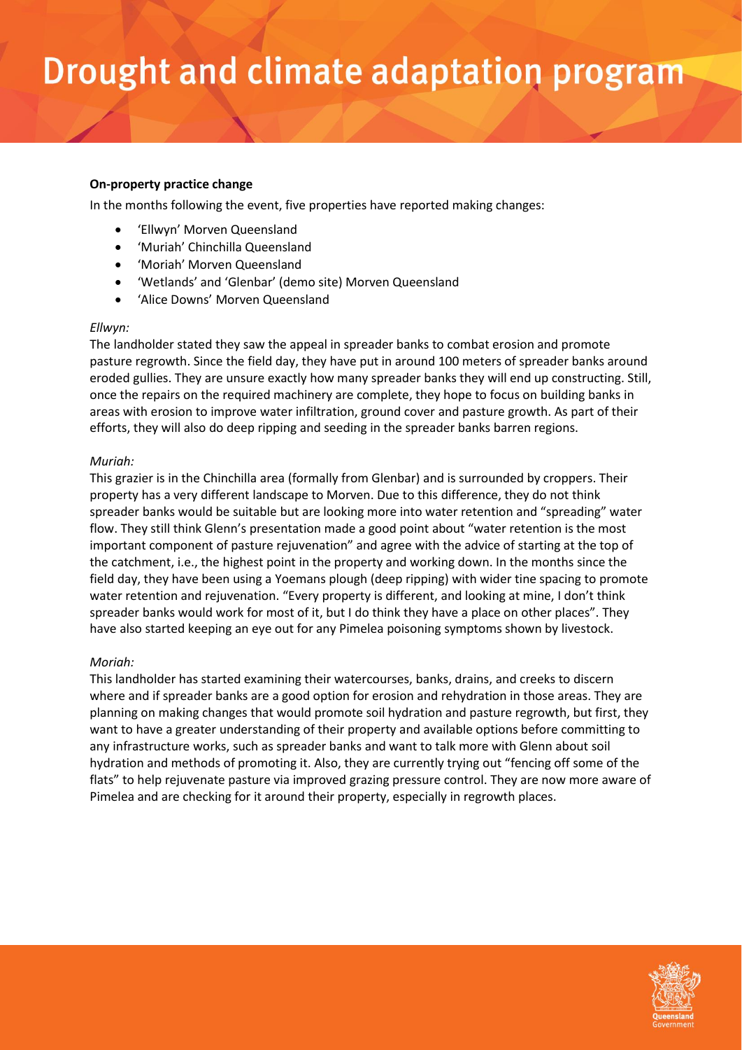**On-property practice change**

In the months following the event, five properties have reported making changes:

- 'Ellwyn' Morven Queensland
- 'Muriah' Chinchilla Queensland
- 'Moriah' Morven Queensland
- 'Wetlands' and 'Glenbar' (demo site) Morven Queensland
- 'Alice Downs' Morven Queensland

*Ellwyn:*

The landholder stated they saw the appeal in spreader banks to combat erosion and promote pasture regrowth. Since the field day, they have put in around 100 meters of spreader banks around eroded gullies. They are unsure exactly how many spreader banks they will end up constructing. Still, once the repairs on the required machinery are complete, they hope to focus on building banks in areas with erosion to improve water infiltration, ground cover and pasture growth. As part of their efforts, they will also do deep ripping and seeding in the spreader banks barren regions.

*Muriah:*

This grazier is in the Chinchilla area (formally from Glenbar) and is surrounded by croppers. Their property has a very different landscape to Morven. Due to this difference, they do not think spreader banks would be suitable but are looking more into water retention and "spreading" water flow. They still think Glenn's presentation made a good point about "water retention is the most important component of pasture rejuvenation" and agree with the advice of starting at the top of the catchment, i.e., the highest point in the property and working down. In the months since the field day, they have been using a Yoemans plough (deep ripping) with wider tine spacing to promote water retention and rejuvenation. "Every property is different, and looking at mine, I don't think spreader banks would work for most of it, but I do think they have a place on other places". They have also started keeping an eye out for any Pimelea poisoning symptoms shown by livestock.

*Moriah:*

This landholder has started examining their watercourses, banks, drains, and creeks to discern where and if spreader banks are a good option for erosion and rehydration in those areas. They are planning on making changes that would promote soil hydration and pasture regrowth, but first, they want to have a greater understanding of their property and available options before committing to any infrastructure works, such as spreader banks and want to talk more with Glenn about soil hydration and methods of promoting it. Also, they are currently trying out "fencing off some of the flats" to help rejuvenate pasture via improved grazing pressure control. They are now more aware of Pimelea and are checking for it around their property, especially in regrowth places.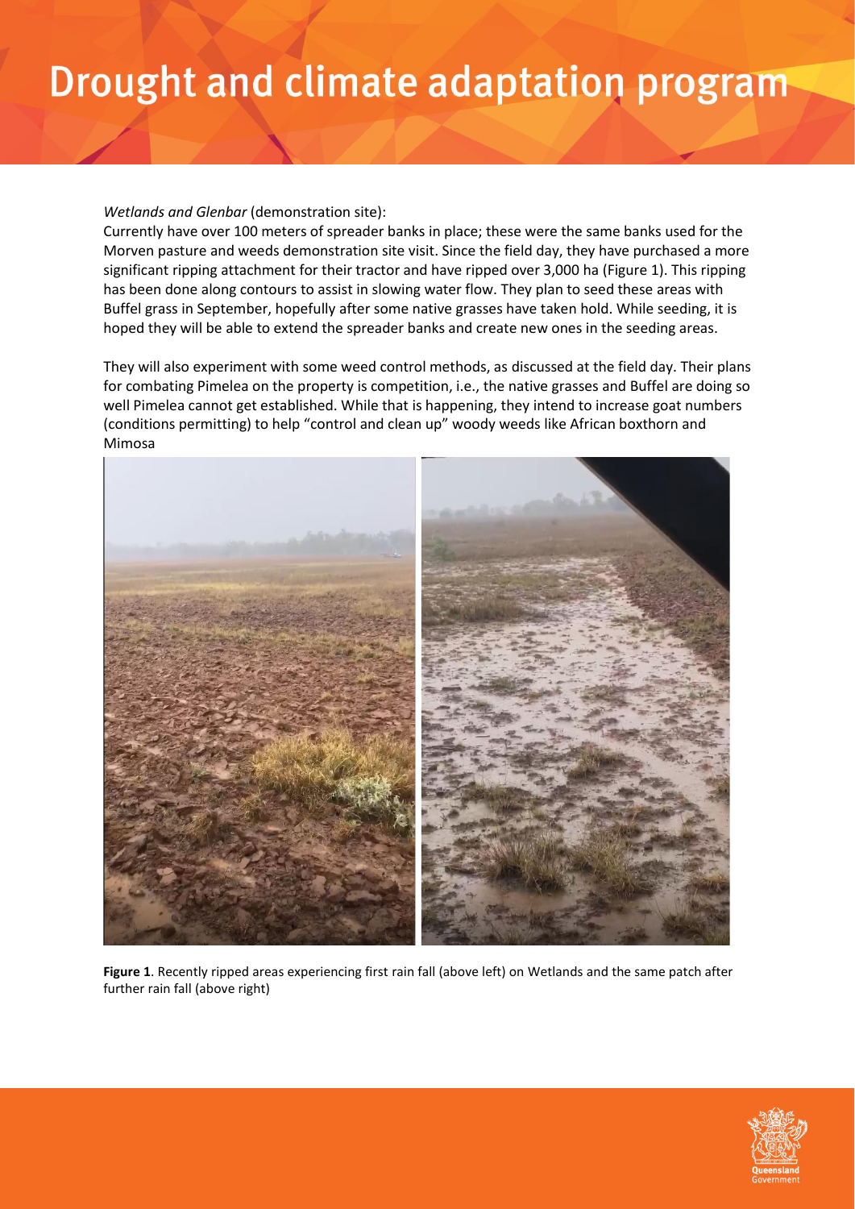*Wetlands and Glenbar* (demonstration site):
Currently have over 100 meters of spreader banks in place; these were the same banks used for the Morven pasture and weeds demonstration site visit. Since the field day, they have purchased a more significant ripping attachment for their tractor and have ripped over 3,000 ha (Figure 1). This ripping has been done along contours to assist in slowing water flow. They plan to seed these areas with Buffel grass in September, hopefully after some native grasses have taken hold. While seeding, it is hoped they will be able to extend the spreader banks and create new ones in the seeding areas.

They will also experiment with some weed control methods, as discussed at the field day. Their plans for combating Pimelea on the property is competition, i.e., the native grasses and Buffel are doing so well Pimelea cannot get established. While that is happening, they intend to increase goat numbers (conditions permitting) to help "control and clean up" woody weeds like African boxthorn and Mimosa

**Figure 1**. Recently ripped areas experiencing first rain fall (above left) on Wetlands and the same patch after further rain fall (above right)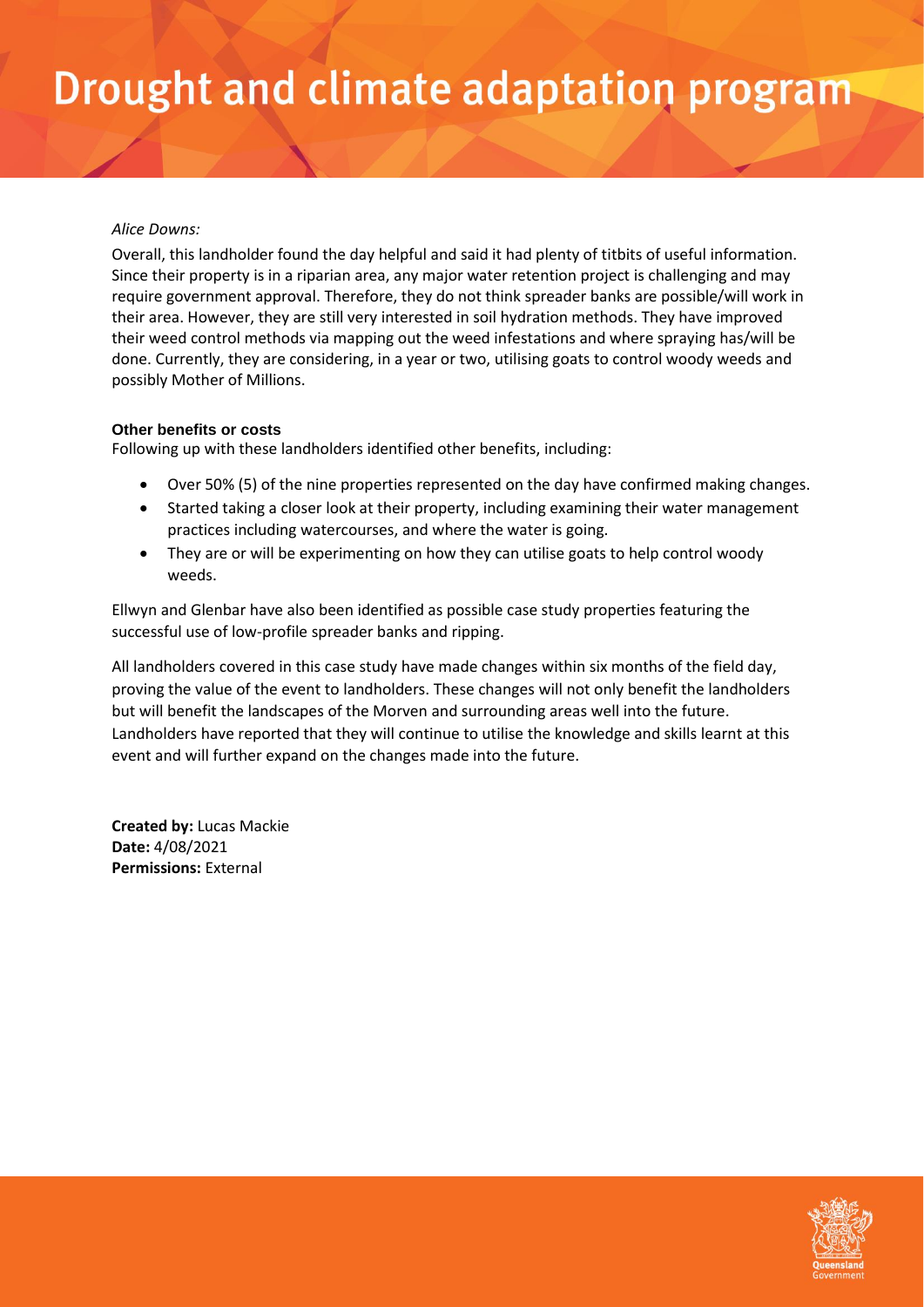*Alice Downs:*

Overall, this landholder found the day helpful and said it had plenty of titbits of useful information. Since their property is in a riparian area, any major water retention project is challenging and may require government approval. Therefore, they do not think spreader banks are possible/will work in their area. However, they are still very interested in soil hydration methods. They have improved their weed control methods via mapping out the weed infestations and where spraying has/will be done. Currently, they are considering, in a year or two, utilising goats to control woody weeds and possibly Mother of Millions.

**Other benefits or costs**

Following up with these landholders identified other benefits, including:

- Over 50% (5) of the nine properties represented on the day have confirmed making changes.
- Started taking a closer look at their property, including examining their water management practices including watercourses, and where the water is going.
- They are or will be experimenting on how they can utilise goats to help control woody weeds.

Ellwyn and Glenbar have also been identified as possible case study properties featuring the successful use of low-profile spreader banks and ripping.

All landholders covered in this case study have made changes within six months of the field day, proving the value of the event to landholders. These changes will not only benefit the landholders but will benefit the landscapes of the Morven and surrounding areas well into the future. Landholders have reported that they will continue to utilise the knowledge and skills learnt at this event and will further expand on the changes made into the future.

**Created by:** Lucas Mackie
**Date:** 4/08/2021
**Permissions:** External